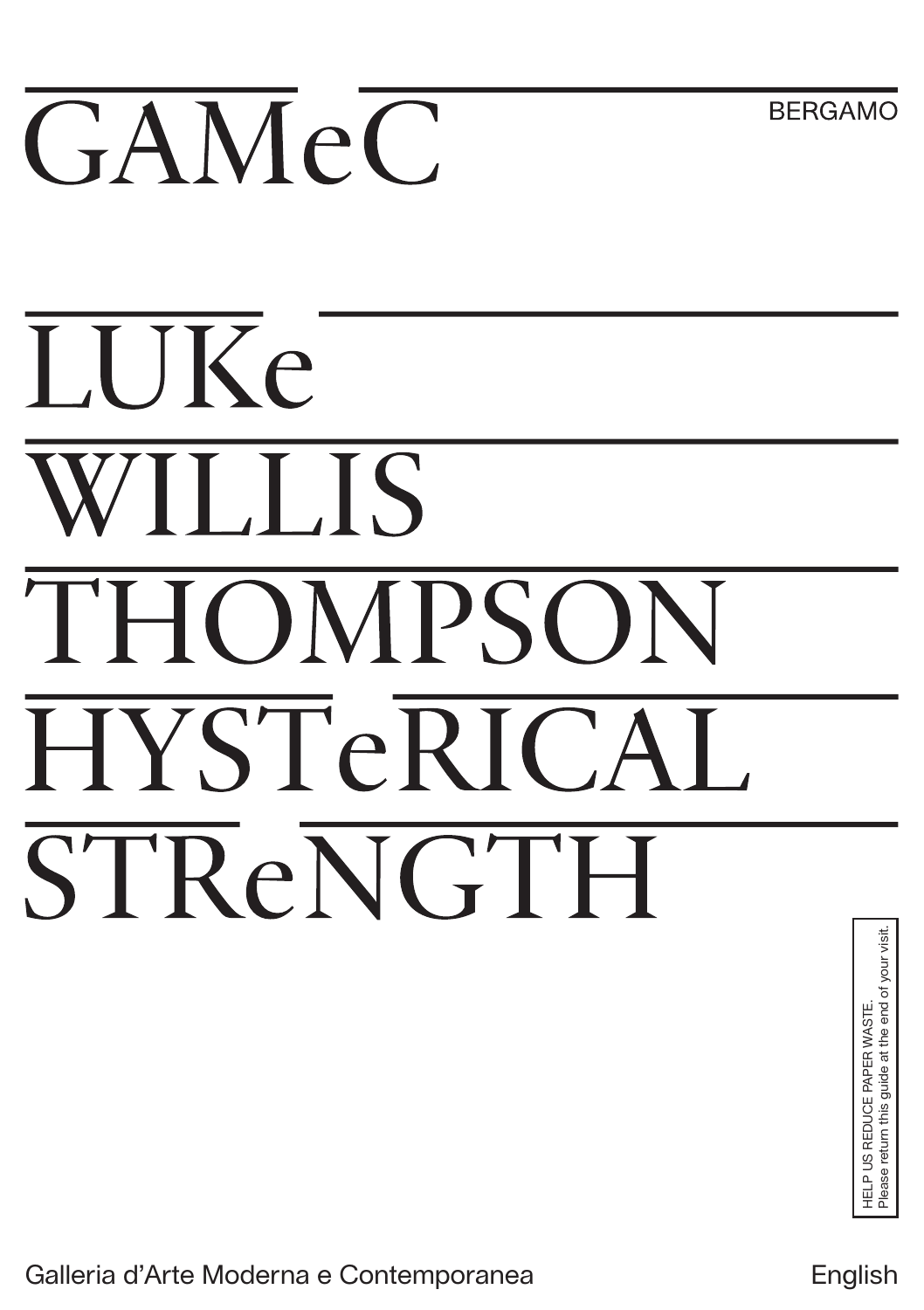# GAMeC

BERGAMO

# LUKe WILLIS THOMPSON HYSTeRICAL STReNGTH

HELP US REDUCE PAPER WASTE.
Please return this guide at the end of your visit.

Galleria d'Arte Moderna e Contemporanea

English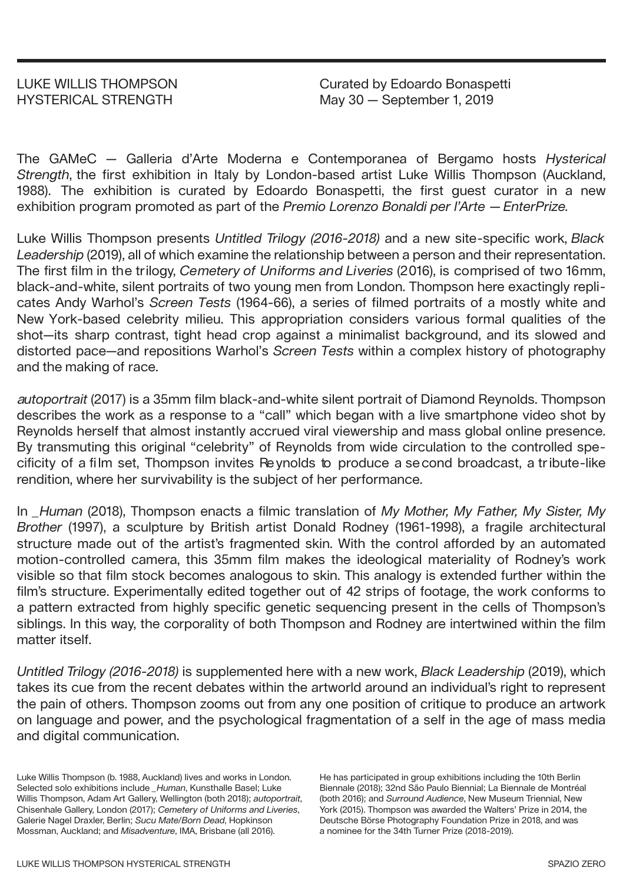LUKE WILLIS THOMPSON
HYSTERICAL STRENGTH

Curated by Edoardo Bonaspetti
May 30 — September 1, 2019

The GAMeC — Galleria d'Arte Moderna e Contemporanea of Bergamo hosts *Hysterical Strength*, the first exhibition in Italy by London-based artist Luke Willis Thompson (Auckland, 1988). The exhibition is curated by Edoardo Bonaspetti, the first guest curator in a new exhibition program promoted as part of the *Premio Lorenzo Bonaldi per l'Arte — EnterPrize.*

Luke Willis Thompson presents *Untitled Trilogy (2016-2018)* and a new site-specific work, *Black Leadership* (2019), all of which examine the relationship between a person and their representation. The first film in the trilogy, *Cemetery of Uniforms and Liveries* (2016), is comprised of two 16mm, black-and-white, silent portraits of two young men from London. Thompson here exactingly replicates Andy Warhol's *Screen Tests* (1964-66), a series of filmed portraits of a mostly white and New York-based celebrity milieu. This appropriation considers various formal qualities of the shot—its sharp contrast, tight head crop against a minimalist background, and its slowed and distorted pace—and repositions Warhol's *Screen Tests* within a complex history of photography and the making of race.

*autoportrait* (2017) is a 35mm film black-and-white silent portrait of Diamond Reynolds. Thompson describes the work as a response to a "call" which began with a live smartphone video shot by Reynolds herself that almost instantly accrued viral viewership and mass global online presence. By transmuting this original "celebrity" of Reynolds from wide circulation to the controlled specificity of a film set, Thompson invites Reynolds to produce a second broadcast, a tribute-like rendition, where her survivability is the subject of her performance.

In *_Human* (2018), Thompson enacts a filmic translation of *My Mother, My Father, My Sister, My Brother* (1997), a sculpture by British artist Donald Rodney (1961-1998), a fragile architectural structure made out of the artist's fragmented skin. With the control afforded by an automated motion-controlled camera, this 35mm film makes the ideological materiality of Rodney's work visible so that film stock becomes analogous to skin. This analogy is extended further within the film's structure. Experimentally edited together out of 42 strips of footage, the work conforms to a pattern extracted from highly specific genetic sequencing present in the cells of Thompson's siblings. In this way, the corporality of both Thompson and Rodney are intertwined within the film matter itself.

*Untitled Trilogy (2016-2018)* is supplemented here with a new work, *Black Leadership* (2019), which takes its cue from the recent debates within the artworld around an individual's right to represent the pain of others. Thompson zooms out from any one position of critique to produce an artwork on language and power, and the psychological fragmentation of a self in the age of mass media and digital communication.

Luke Willis Thompson (b. 1988, Auckland) lives and works in London. Selected solo exhibitions include *_Human*, Kunsthalle Basel; Luke Willis Thompson, Adam Art Gallery, Wellington (both 2018); *autoportrait*, Chisenhale Gallery, London (2017); *Cemetery of Uniforms and Liveries*, Galerie Nagel Draxler, Berlin; *Sucu Mate/Born Dead*, Hopkinson Mossman, Auckland; and *Misadventure*, IMA, Brisbane (all 2016). He has participated in group exhibitions including the 10th Berlin Biennale (2018); 32nd São Paulo Biennial; La Biennale de Montréal (both 2016); and *Surround Audience*, New Museum Triennial, New York (2015). Thompson was awarded the Walters' Prize in 2014, the Deutsche Börse Photography Foundation Prize in 2018, and was a nominee for the 34th Turner Prize (2018-2019).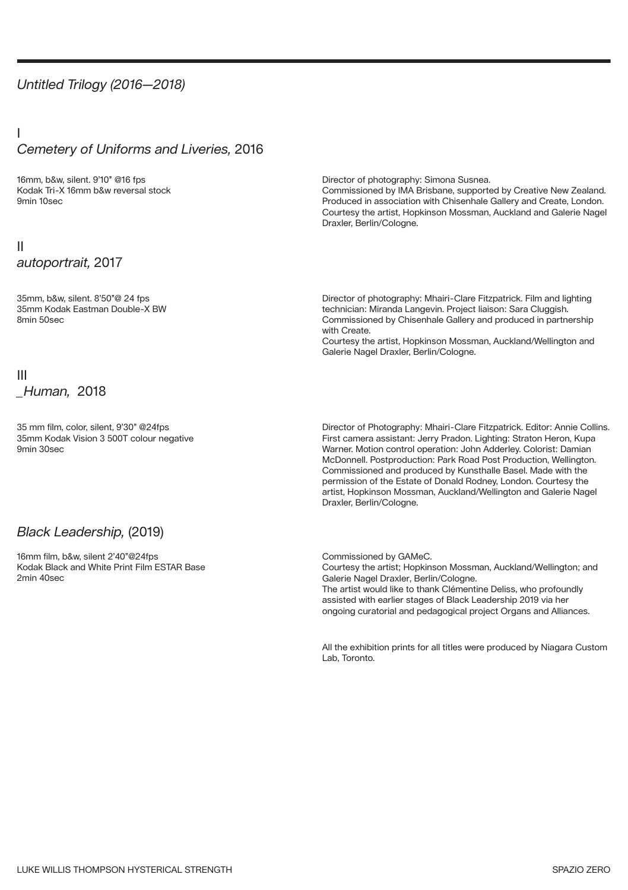## *Untitled Trilogy (2016—2018)*

### I
### *Cemetery of Uniforms and Liveries,* 2016

16mm, b&w, silent. 9'10" @16 fps
Kodak Tri-X 16mm b&w reversal stock
9min 10sec

Director of photography: Simona Susnea.
Commissioned by IMA Brisbane, supported by Creative New Zealand. Produced in association with Chisenhale Gallery and Create, London. Courtesy the artist, Hopkinson Mossman, Auckland and Galerie Nagel Draxler, Berlin/Cologne.

### II
### *autoportrait,* 2017

35mm, b&w, silent. 8'50"@ 24 fps
35mm Kodak Eastman Double-X BW
8min 50sec

Director of photography: Mhairi-Clare Fitzpatrick. Film and lighting technician: Miranda Langevin. Project liaison: Sara Cluggish. Commissioned by Chisenhale Gallery and produced in partnership with Create.
Courtesy the artist, Hopkinson Mossman, Auckland/Wellington and Galerie Nagel Draxler, Berlin/Cologne.

### III
### *_Human,* 2018

35 mm film, color, silent, 9'30" @24fps
35mm Kodak Vision 3 500T colour negative
9min 30sec

Director of Photography: Mhairi-Clare Fitzpatrick. Editor: Annie Collins. First camera assistant: Jerry Pradon. Lighting: Straton Heron, Kupa Warner. Motion control operation: John Adderley. Colorist: Damian McDonnell. Postproduction: Park Road Post Production, Wellington. Commissioned and produced by Kunsthalle Basel. Made with the permission of the Estate of Donald Rodney, London. Courtesy the artist, Hopkinson Mossman, Auckland/Wellington and Galerie Nagel Draxler, Berlin/Cologne.

## *Black Leadership,* (2019)

16mm film, b&w, silent 2'40"@24fps
Kodak Black and White Print Film ESTAR Base
2min 40sec

Commissioned by GAMeC.
Courtesy the artist; Hopkinson Mossman, Auckland/Wellington; and Galerie Nagel Draxler, Berlin/Cologne.
The artist would like to thank Clémentine Deliss, who profoundly assisted with earlier stages of Black Leadership 2019 via her ongoing curatorial and pedagogical project Organs and Alliances.

All the exhibition prints for all titles were produced by Niagara Custom Lab, Toronto.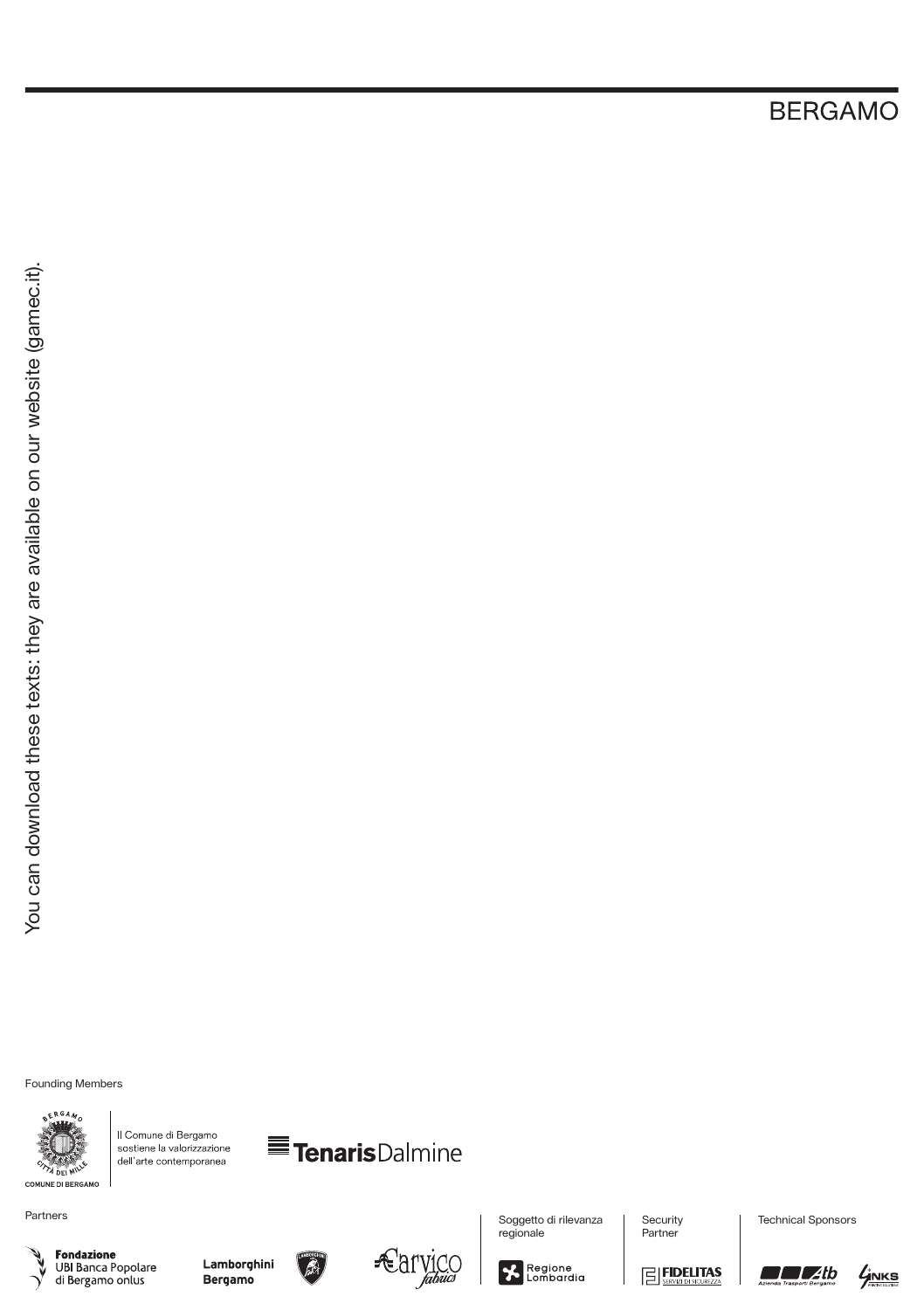BERGAMO

You can download these texts: they are available on our website (gamec.it).

Founding Members

COMUNE DI BERGAMO

Il Comune di Bergamo sostiene la valorizzazione dell'arte contemporanea

TenarisDalmine

Partners

Fondazione UBI Banca Popolare di Bergamo onlus

Lamborghini Bergamo

Carvico fabrics

Soggetto di rilevanza regionale

Regione Lombardia

Security Partner

FIDELITAS SERVIZI DI SICUREZZA

Technical Sponsors

atb Azienda Trasporti Bergamo

LINKS